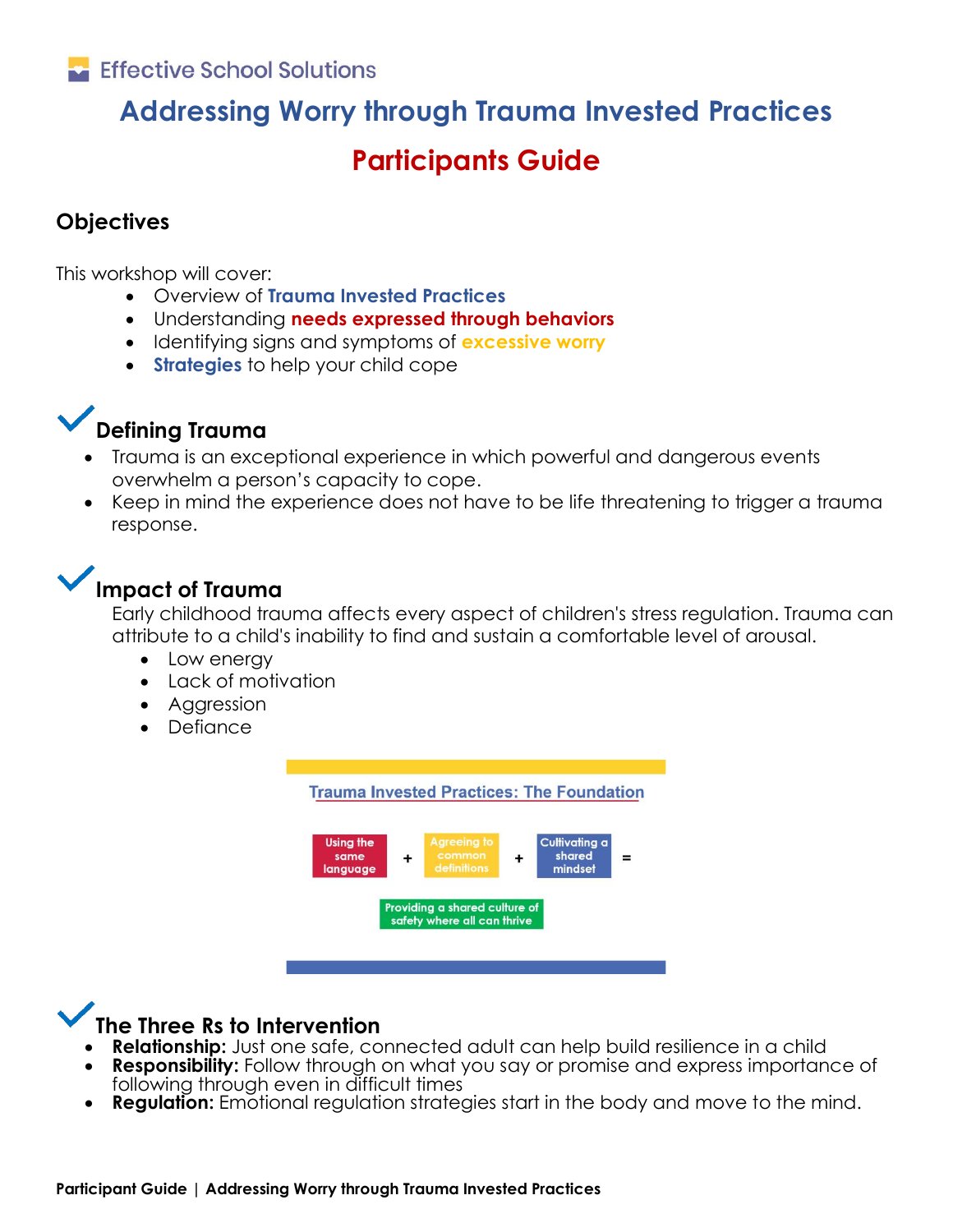Effective School Solutions

# Addressing Worry through Trauma Invested Practices

# Participants Guide

## Objectives

This workshop will cover:

- Overview of **Trauma Invested Practices**
- Understanding **needs expressed through behaviors**
- Identifying signs and symptoms of **excessive worry**
- **Strategies** to help your child cope

## Defining Trauma

- Trauma is an exceptional experience in which powerful and dangerous events overwhelm a person's capacity to cope.
- Keep in mind the experience does not have to be life threatening to trigger a trauma response.

## Impact of Trauma

Early childhood trauma affects every aspect of children's stress regulation. Trauma can attribute to a child's inability to find and sustain a comfortable level of arousal.

- Low energy
- Lack of motivation
- Aggression
- Defiance

**Trauma Invested Practices: The Foundation**

Using the same language + Agreeing to common definitions + Cultivating a shared mindset =

Providing a shared culture of safety where all can thrive

## The Three Rs to Intervention

- **Relationship:** Just one safe, connected adult can help build resilience in a child
- **Responsibility:** Follow through on what you say or promise and express importance of following through even in difficult times
- **Regulation:** Emotional regulation strategies start in the body and move to the mind.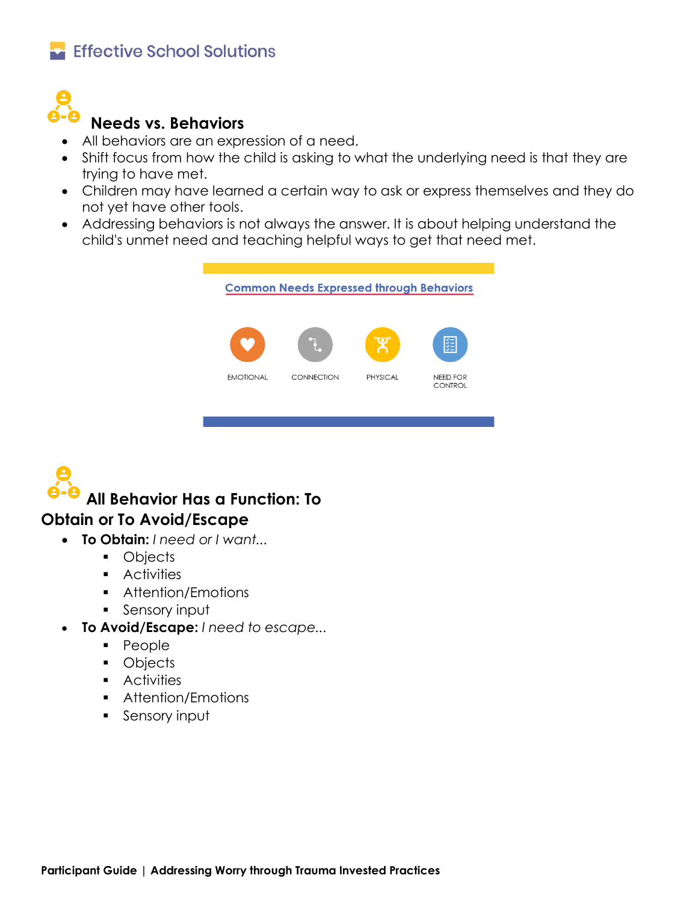## Needs vs. Behaviors

- All behaviors are an expression of a need.
- Shift focus from how the child is asking to what the underlying need is that they are trying to have met.
- Children may have learned a certain way to ask or express themselves and they do not yet have other tools.
- Addressing behaviors is not always the answer. It is about helping understand the child's unmet need and teaching helpful ways to get that need met.

**Common Needs Expressed through Behaviors**

EMOTIONAL | CONNECTION | PHYSICAL | NEED FOR CONTROL

## All Behavior Has a Function: To Obtain or To Avoid/Escape

- **To Obtain:** *I need or I want...*
  - Objects
  - Activities
  - Attention/Emotions
  - Sensory input
- **To Avoid/Escape:** *I need to escape...*
  - People
  - Objects
  - Activities
  - Attention/Emotions
  - Sensory input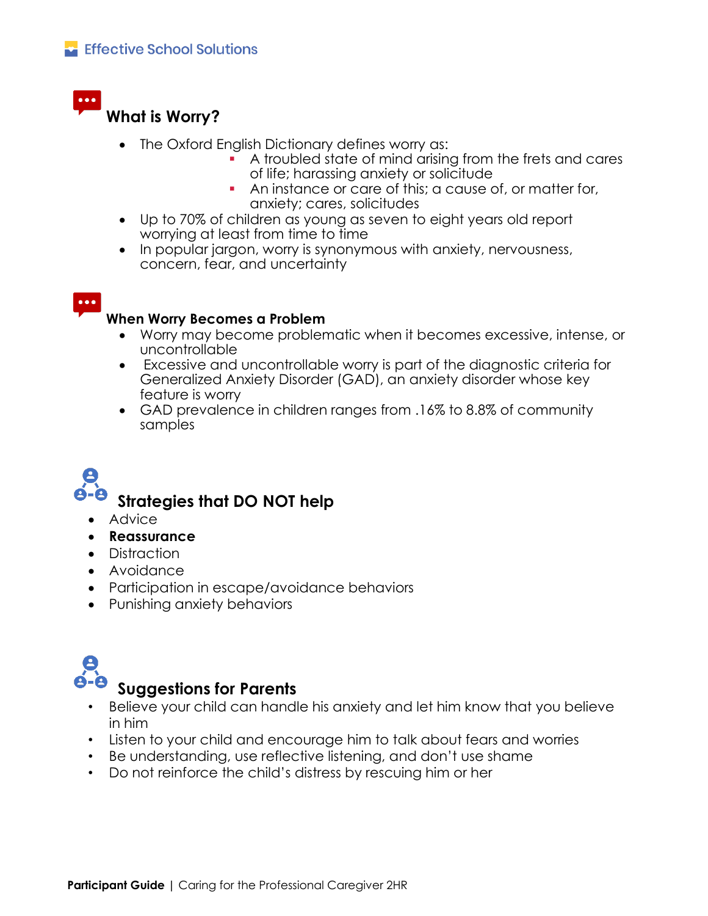## What is Worry?

- The Oxford English Dictionary defines worry as:
  - A troubled state of mind arising from the frets and cares of life; harassing anxiety or solicitude
  - An instance or care of this; a cause of, or matter for, anxiety; cares, solicitudes
- Up to 70% of children as young as seven to eight years old report worrying at least from time to time
- In popular jargon, worry is synonymous with anxiety, nervousness, concern, fear, and uncertainty

### When Worry Becomes a Problem

- Worry may become problematic when it becomes excessive, intense, or uncontrollable
- Excessive and uncontrollable worry is part of the diagnostic criteria for Generalized Anxiety Disorder (GAD), an anxiety disorder whose key feature is worry
- GAD prevalence in children ranges from .16% to 8.8% of community samples

## Strategies that DO NOT help

- Advice
- **Reassurance**
- Distraction
- Avoidance
- Participation in escape/avoidance behaviors
- Punishing anxiety behaviors

## Suggestions for Parents

- Believe your child can handle his anxiety and let him know that you believe in him
- Listen to your child and encourage him to talk about fears and worries
- Be understanding, use reflective listening, and don't use shame
- Do not reinforce the child's distress by rescuing him or her